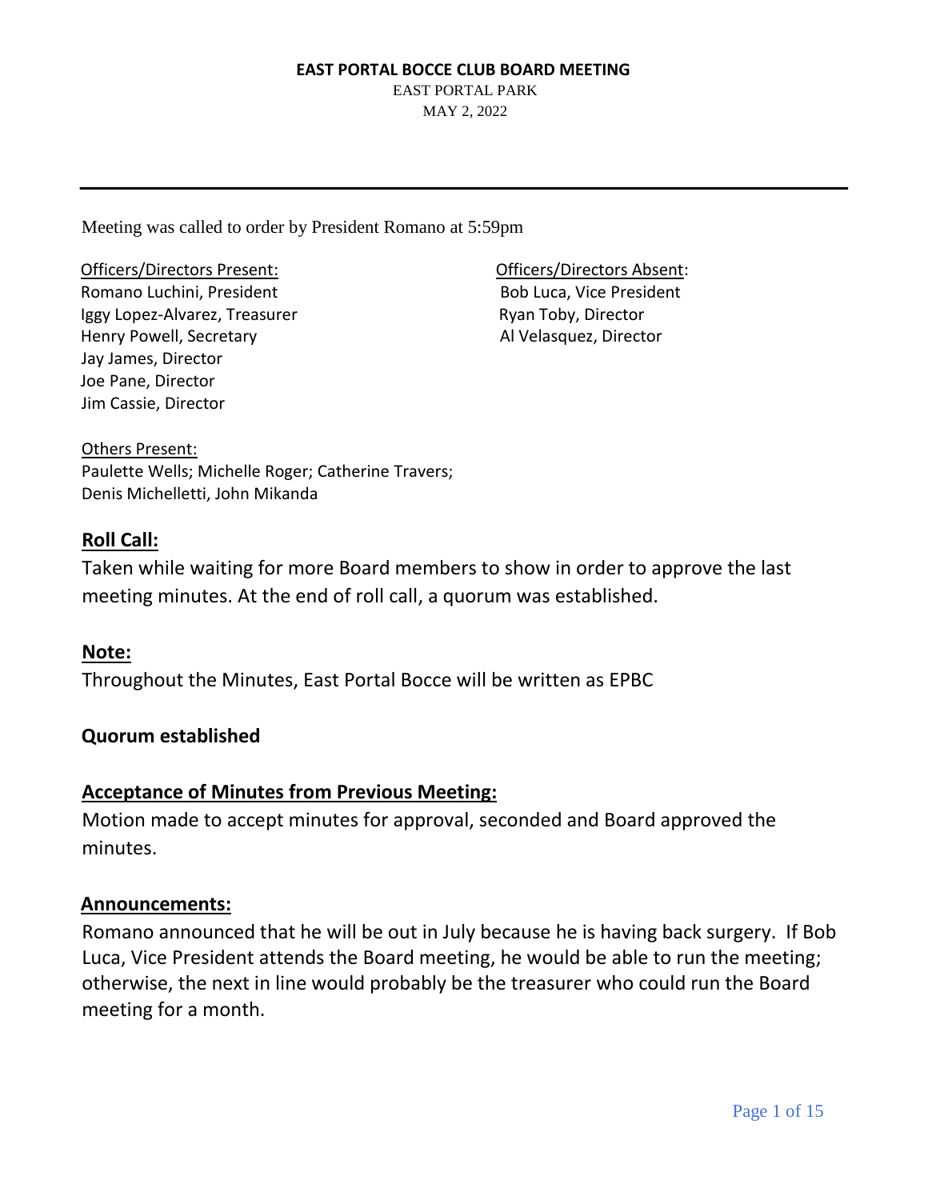# EAST PORTAL BOCCE CLUB BOARD MEETING

EAST PORTAL PARK

MAY 2, 2022

---

Meeting was called to order by President Romano at 5:59pm

Officers/Directors Present:
Romano Luchini, President
Iggy Lopez-Alvarez, Treasurer
Henry Powell, Secretary
Jay James, Director
Joe Pane, Director
Jim Cassie, Director

Officers/Directors Absent:
Bob Luca, Vice President
Ryan Toby, Director
Al Velasquez, Director

Others Present:
Paulette Wells; Michelle Roger; Catherine Travers;
Denis Michelletti, John Mikanda

## Roll Call:

Taken while waiting for more Board members to show in order to approve the last meeting minutes. At the end of roll call, a quorum was established.

## Note:

Throughout the Minutes, East Portal Bocce will be written as EPBC

**Quorum established**

## Acceptance of Minutes from Previous Meeting:

Motion made to accept minutes for approval, seconded and Board approved the minutes.

## Announcements:

Romano announced that he will be out in July because he is having back surgery. If Bob Luca, Vice President attends the Board meeting, he would be able to run the meeting; otherwise, the next in line would probably be the treasurer who could run the Board meeting for a month.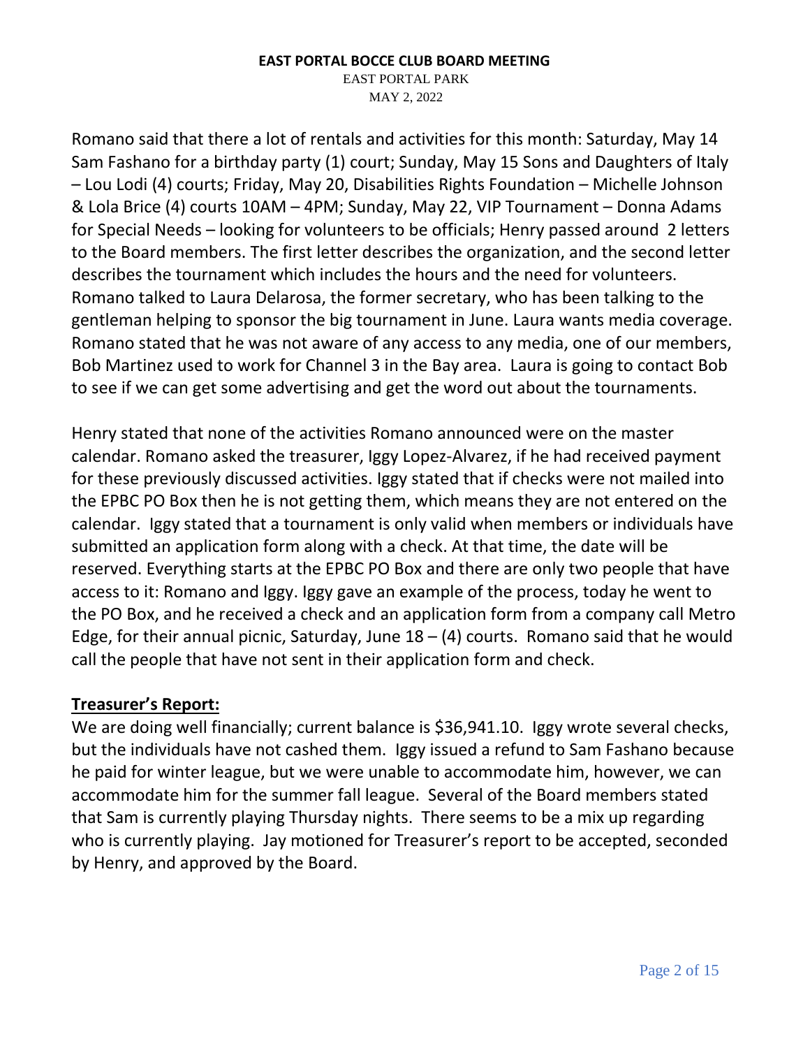Romano said that there a lot of rentals and activities for this month: Saturday, May 14 Sam Fashano for a birthday party (1) court; Sunday, May 15 Sons and Daughters of Italy – Lou Lodi (4) courts; Friday, May 20, Disabilities Rights Foundation – Michelle Johnson & Lola Brice (4) courts 10AM – 4PM; Sunday, May 22, VIP Tournament – Donna Adams for Special Needs – looking for volunteers to be officials; Henry passed around 2 letters to the Board members. The first letter describes the organization, and the second letter describes the tournament which includes the hours and the need for volunteers. Romano talked to Laura Delarosa, the former secretary, who has been talking to the gentleman helping to sponsor the big tournament in June. Laura wants media coverage. Romano stated that he was not aware of any access to any media, one of our members, Bob Martinez used to work for Channel 3 in the Bay area. Laura is going to contact Bob to see if we can get some advertising and get the word out about the tournaments.

Henry stated that none of the activities Romano announced were on the master calendar. Romano asked the treasurer, Iggy Lopez-Alvarez, if he had received payment for these previously discussed activities. Iggy stated that if checks were not mailed into the EPBC PO Box then he is not getting them, which means they are not entered on the calendar. Iggy stated that a tournament is only valid when members or individuals have submitted an application form along with a check. At that time, the date will be reserved. Everything starts at the EPBC PO Box and there are only two people that have access to it: Romano and Iggy. Iggy gave an example of the process, today he went to the PO Box, and he received a check and an application form from a company call Metro Edge, for their annual picnic, Saturday, June 18 – (4) courts. Romano said that he would call the people that have not sent in their application form and check.

**Treasurer's Report:**

We are doing well financially; current balance is $36,941.10. Iggy wrote several checks, but the individuals have not cashed them. Iggy issued a refund to Sam Fashano because he paid for winter league, but we were unable to accommodate him, however, we can accommodate him for the summer fall league. Several of the Board members stated that Sam is currently playing Thursday nights. There seems to be a mix up regarding who is currently playing. Jay motioned for Treasurer's report to be accepted, seconded by Henry, and approved by the Board.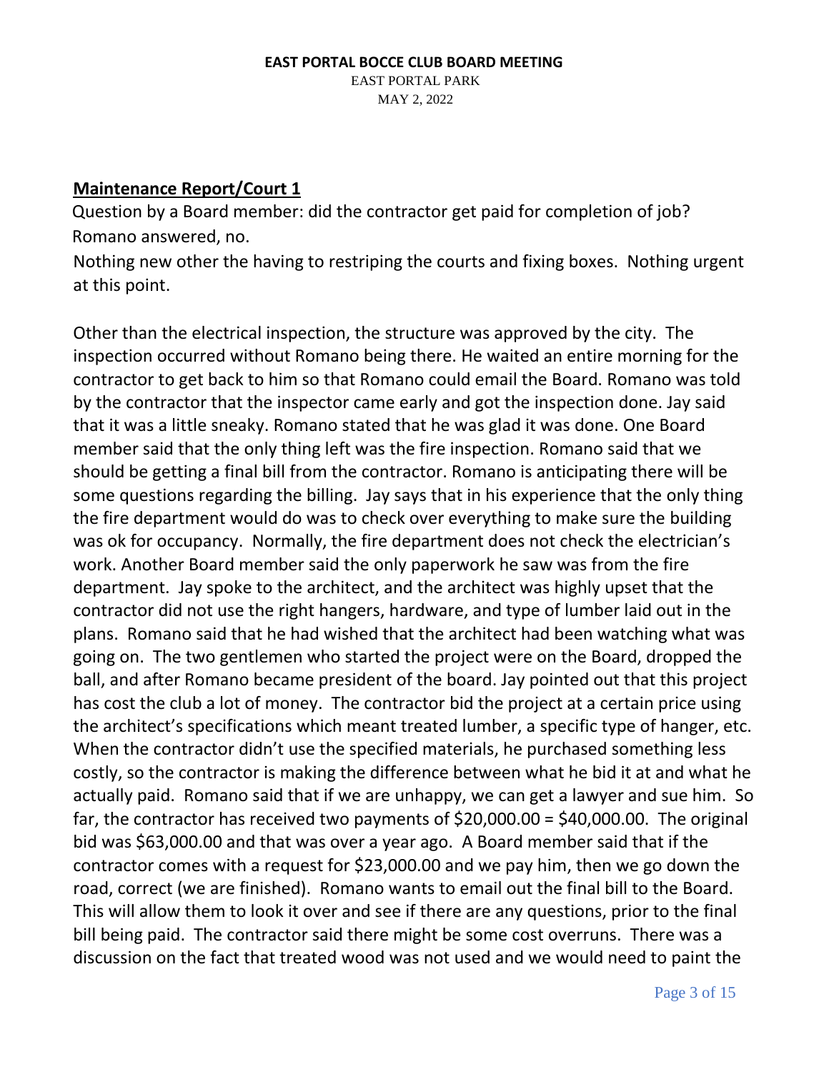**EAST PORTAL BOCCE CLUB BOARD MEETING**

EAST PORTAL PARK

MAY 2, 2022

## Maintenance Report/Court 1

Question by a Board member: did the contractor get paid for completion of job? Romano answered, no.

Nothing new other the having to restriping the courts and fixing boxes. Nothing urgent at this point.

Other than the electrical inspection, the structure was approved by the city. The inspection occurred without Romano being there. He waited an entire morning for the contractor to get back to him so that Romano could email the Board. Romano was told by the contractor that the inspector came early and got the inspection done. Jay said that it was a little sneaky. Romano stated that he was glad it was done. One Board member said that the only thing left was the fire inspection. Romano said that we should be getting a final bill from the contractor. Romano is anticipating there will be some questions regarding the billing. Jay says that in his experience that the only thing the fire department would do was to check over everything to make sure the building was ok for occupancy. Normally, the fire department does not check the electrician's work. Another Board member said the only paperwork he saw was from the fire department. Jay spoke to the architect, and the architect was highly upset that the contractor did not use the right hangers, hardware, and type of lumber laid out in the plans. Romano said that he had wished that the architect had been watching what was going on. The two gentlemen who started the project were on the Board, dropped the ball, and after Romano became president of the board. Jay pointed out that this project has cost the club a lot of money. The contractor bid the project at a certain price using the architect's specifications which meant treated lumber, a specific type of hanger, etc. When the contractor didn't use the specified materials, he purchased something less costly, so the contractor is making the difference between what he bid it at and what he actually paid. Romano said that if we are unhappy, we can get a lawyer and sue him. So far, the contractor has received two payments of $20,000.00 = $40,000.00. The original bid was $63,000.00 and that was over a year ago. A Board member said that if the contractor comes with a request for $23,000.00 and we pay him, then we go down the road, correct (we are finished). Romano wants to email out the final bill to the Board. This will allow them to look it over and see if there are any questions, prior to the final bill being paid. The contractor said there might be some cost overruns. There was a discussion on the fact that treated wood was not used and we would need to paint the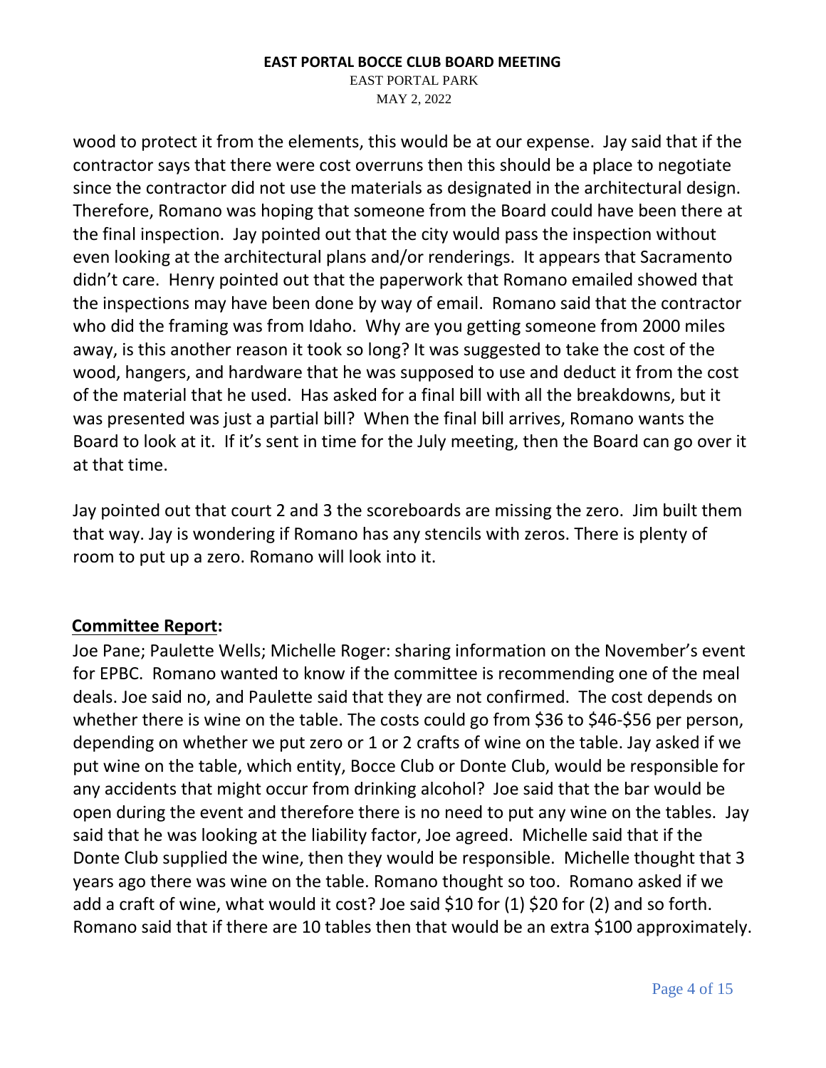wood to protect it from the elements, this would be at our expense. Jay said that if the contractor says that there were cost overruns then this should be a place to negotiate since the contractor did not use the materials as designated in the architectural design. Therefore, Romano was hoping that someone from the Board could have been there at the final inspection. Jay pointed out that the city would pass the inspection without even looking at the architectural plans and/or renderings. It appears that Sacramento didn't care. Henry pointed out that the paperwork that Romano emailed showed that the inspections may have been done by way of email. Romano said that the contractor who did the framing was from Idaho. Why are you getting someone from 2000 miles away, is this another reason it took so long? It was suggested to take the cost of the wood, hangers, and hardware that he was supposed to use and deduct it from the cost of the material that he used. Has asked for a final bill with all the breakdowns, but it was presented was just a partial bill? When the final bill arrives, Romano wants the Board to look at it. If it's sent in time for the July meeting, then the Board can go over it at that time.

Jay pointed out that court 2 and 3 the scoreboards are missing the zero. Jim built them that way. Jay is wondering if Romano has any stencils with zeros. There is plenty of room to put up a zero. Romano will look into it.

## **Committee Report:**

Joe Pane; Paulette Wells; Michelle Roger: sharing information on the November's event for EPBC. Romano wanted to know if the committee is recommending one of the meal deals. Joe said no, and Paulette said that they are not confirmed. The cost depends on whether there is wine on the table. The costs could go from $36 to $46-$56 per person, depending on whether we put zero or 1 or 2 crafts of wine on the table. Jay asked if we put wine on the table, which entity, Bocce Club or Donte Club, would be responsible for any accidents that might occur from drinking alcohol? Joe said that the bar would be open during the event and therefore there is no need to put any wine on the tables. Jay said that he was looking at the liability factor, Joe agreed. Michelle said that if the Donte Club supplied the wine, then they would be responsible. Michelle thought that 3 years ago there was wine on the table. Romano thought so too. Romano asked if we add a craft of wine, what would it cost? Joe said $10 for (1) $20 for (2) and so forth. Romano said that if there are 10 tables then that would be an extra $100 approximately.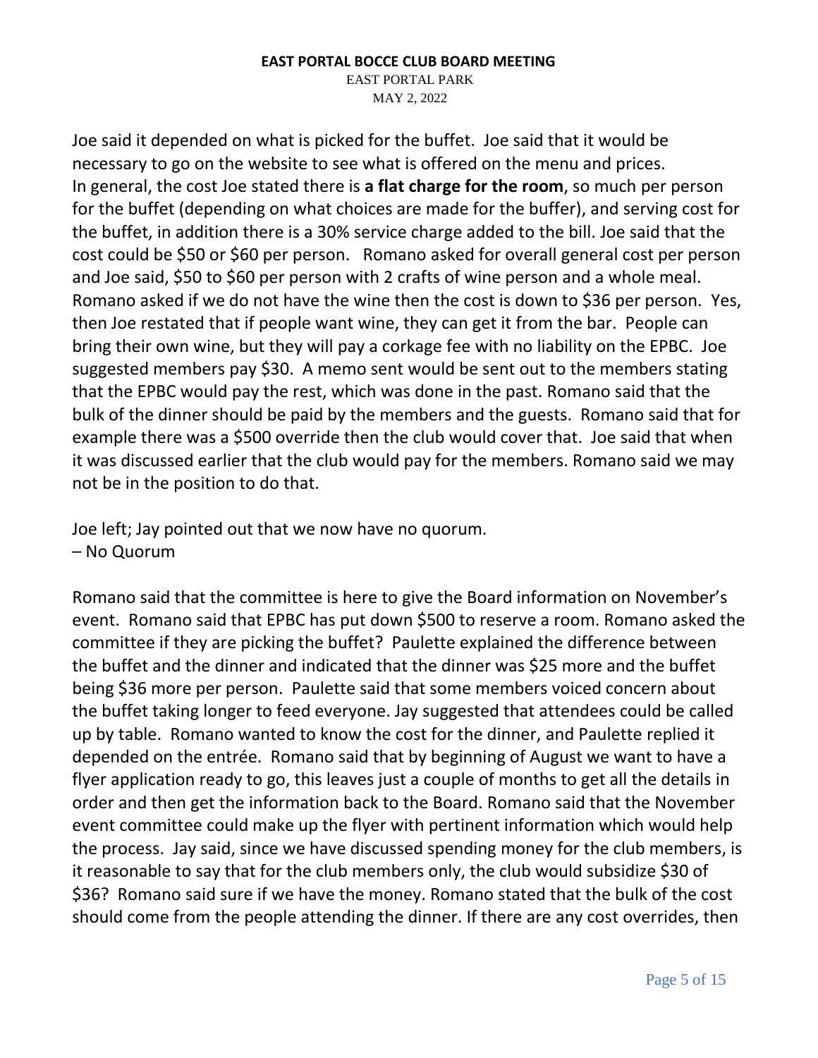Joe said it depended on what is picked for the buffet. Joe said that it would be necessary to go on the website to see what is offered on the menu and prices. In general, the cost Joe stated there is **a flat charge for the room**, so much per person for the buffet (depending on what choices are made for the buffer), and serving cost for the buffet, in addition there is a 30% service charge added to the bill. Joe said that the cost could be $50 or $60 per person. Romano asked for overall general cost per person and Joe said, $50 to $60 per person with 2 crafts of wine person and a whole meal. Romano asked if we do not have the wine then the cost is down to $36 per person. Yes, then Joe restated that if people want wine, they can get it from the bar. People can bring their own wine, but they will pay a corkage fee with no liability on the EPBC. Joe suggested members pay $30. A memo sent would be sent out to the members stating that the EPBC would pay the rest, which was done in the past. Romano said that the bulk of the dinner should be paid by the members and the guests. Romano said that for example there was a $500 override then the club would cover that. Joe said that when it was discussed earlier that the club would pay for the members. Romano said we may not be in the position to do that.

Joe left; Jay pointed out that we now have no quorum.
– No Quorum

Romano said that the committee is here to give the Board information on November's event. Romano said that EPBC has put down $500 to reserve a room. Romano asked the committee if they are picking the buffet? Paulette explained the difference between the buffet and the dinner and indicated that the dinner was $25 more and the buffet being $36 more per person. Paulette said that some members voiced concern about the buffet taking longer to feed everyone. Jay suggested that attendees could be called up by table. Romano wanted to know the cost for the dinner, and Paulette replied it depended on the entrée. Romano said that by beginning of August we want to have a flyer application ready to go, this leaves just a couple of months to get all the details in order and then get the information back to the Board. Romano said that the November event committee could make up the flyer with pertinent information which would help the process. Jay said, since we have discussed spending money for the club members, is it reasonable to say that for the club members only, the club would subsidize $30 of $36? Romano said sure if we have the money. Romano stated that the bulk of the cost should come from the people attending the dinner. If there are any cost overrides, then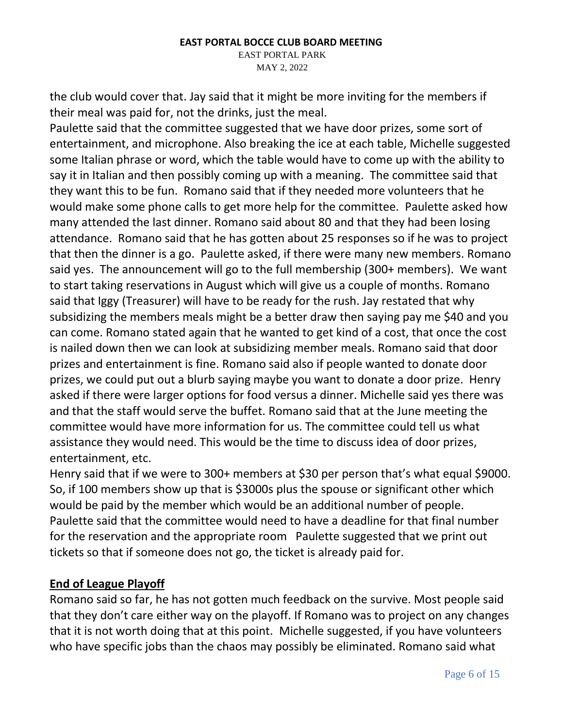the club would cover that. Jay said that it might be more inviting for the members if their meal was paid for, not the drinks, just the meal.

Paulette said that the committee suggested that we have door prizes, some sort of entertainment, and microphone. Also breaking the ice at each table, Michelle suggested some Italian phrase or word, which the table would have to come up with the ability to say it in Italian and then possibly coming up with a meaning. The committee said that they want this to be fun. Romano said that if they needed more volunteers that he would make some phone calls to get more help for the committee. Paulette asked how many attended the last dinner. Romano said about 80 and that they had been losing attendance. Romano said that he has gotten about 25 responses so if he was to project that then the dinner is a go. Paulette asked, if there were many new members. Romano said yes. The announcement will go to the full membership (300+ members). We want to start taking reservations in August which will give us a couple of months. Romano said that Iggy (Treasurer) will have to be ready for the rush. Jay restated that why subsidizing the members meals might be a better draw then saying pay me $40 and you can come. Romano stated again that he wanted to get kind of a cost, that once the cost is nailed down then we can look at subsidizing member meals. Romano said that door prizes and entertainment is fine. Romano said also if people wanted to donate door prizes, we could put out a blurb saying maybe you want to donate a door prize. Henry asked if there were larger options for food versus a dinner. Michelle said yes there was and that the staff would serve the buffet. Romano said that at the June meeting the committee would have more information for us. The committee could tell us what assistance they would need. This would be the time to discuss idea of door prizes, entertainment, etc.

Henry said that if we were to 300+ members at $30 per person that's what equal $9000. So, if 100 members show up that is $3000s plus the spouse or significant other which would be paid by the member which would be an additional number of people. Paulette said that the committee would need to have a deadline for that final number for the reservation and the appropriate room Paulette suggested that we print out tickets so that if someone does not go, the ticket is already paid for.

## End of League Playoff

Romano said so far, he has not gotten much feedback on the survive. Most people said that they don't care either way on the playoff. If Romano was to project on any changes that it is not worth doing that at this point. Michelle suggested, if you have volunteers who have specific jobs than the chaos may possibly be eliminated. Romano said what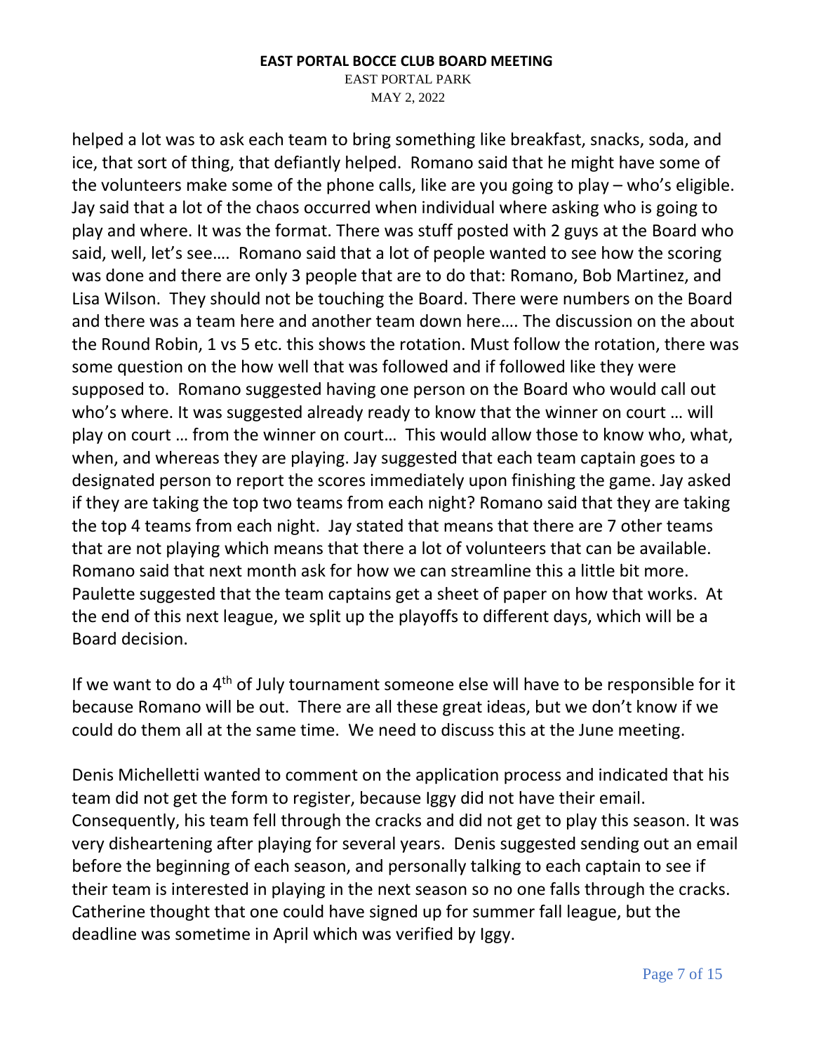helped a lot was to ask each team to bring something like breakfast, snacks, soda, and ice, that sort of thing, that defiantly helped. Romano said that he might have some of the volunteers make some of the phone calls, like are you going to play – who's eligible. Jay said that a lot of the chaos occurred when individual where asking who is going to play and where. It was the format. There was stuff posted with 2 guys at the Board who said, well, let's see…. Romano said that a lot of people wanted to see how the scoring was done and there are only 3 people that are to do that: Romano, Bob Martinez, and Lisa Wilson. They should not be touching the Board. There were numbers on the Board and there was a team here and another team down here…. The discussion on the about the Round Robin, 1 vs 5 etc. this shows the rotation. Must follow the rotation, there was some question on the how well that was followed and if followed like they were supposed to. Romano suggested having one person on the Board who would call out who's where. It was suggested already ready to know that the winner on court … will play on court … from the winner on court… This would allow those to know who, what, when, and whereas they are playing. Jay suggested that each team captain goes to a designated person to report the scores immediately upon finishing the game. Jay asked if they are taking the top two teams from each night? Romano said that they are taking the top 4 teams from each night. Jay stated that means that there are 7 other teams that are not playing which means that there a lot of volunteers that can be available. Romano said that next month ask for how we can streamline this a little bit more. Paulette suggested that the team captains get a sheet of paper on how that works. At the end of this next league, we split up the playoffs to different days, which will be a Board decision.

If we want to do a 4th of July tournament someone else will have to be responsible for it because Romano will be out. There are all these great ideas, but we don't know if we could do them all at the same time. We need to discuss this at the June meeting.

Denis Michelletti wanted to comment on the application process and indicated that his team did not get the form to register, because Iggy did not have their email. Consequently, his team fell through the cracks and did not get to play this season. It was very disheartening after playing for several years. Denis suggested sending out an email before the beginning of each season, and personally talking to each captain to see if their team is interested in playing in the next season so no one falls through the cracks. Catherine thought that one could have signed up for summer fall league, but the deadline was sometime in April which was verified by Iggy.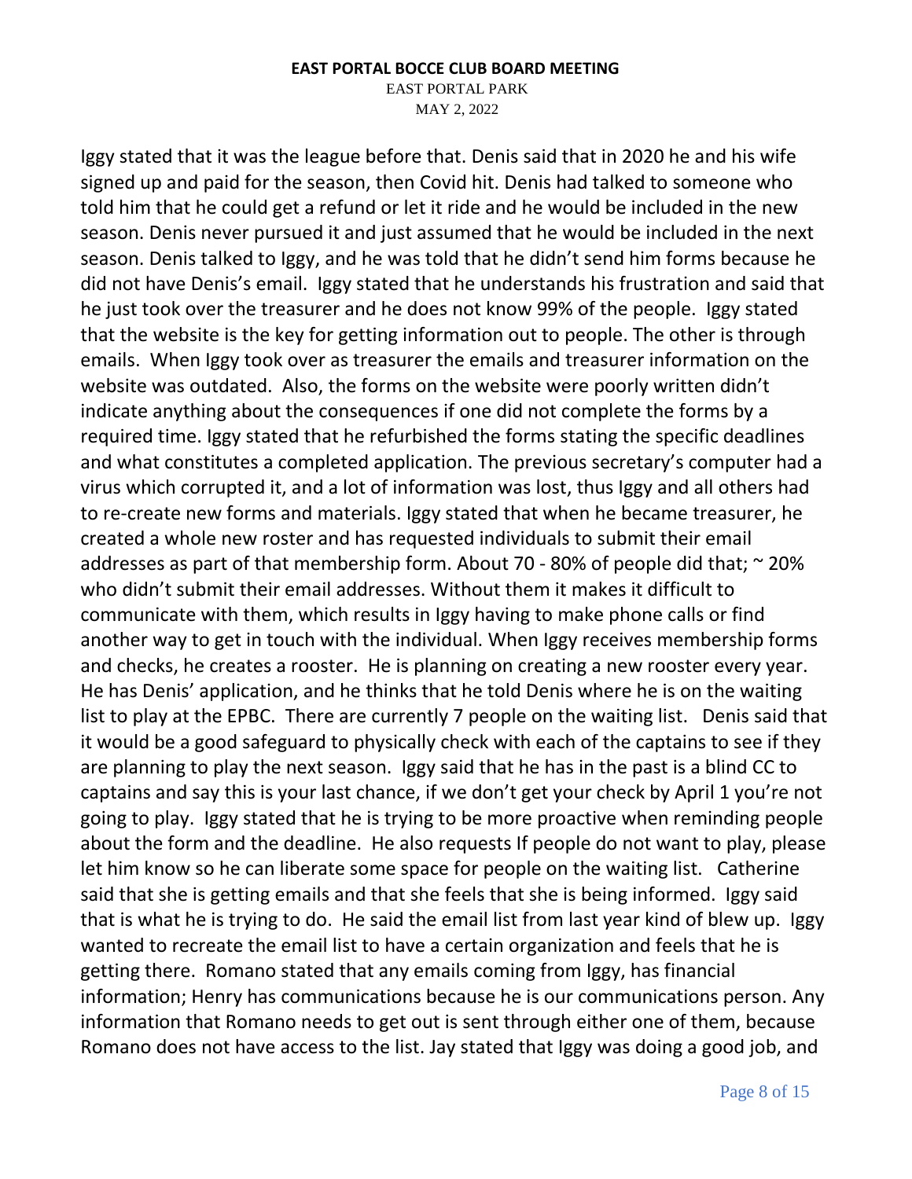Iggy stated that it was the league before that. Denis said that in 2020 he and his wife signed up and paid for the season, then Covid hit. Denis had talked to someone who told him that he could get a refund or let it ride and he would be included in the new season. Denis never pursued it and just assumed that he would be included in the next season. Denis talked to Iggy, and he was told that he didn't send him forms because he did not have Denis's email. Iggy stated that he understands his frustration and said that he just took over the treasurer and he does not know 99% of the people. Iggy stated that the website is the key for getting information out to people. The other is through emails. When Iggy took over as treasurer the emails and treasurer information on the website was outdated. Also, the forms on the website were poorly written didn't indicate anything about the consequences if one did not complete the forms by a required time. Iggy stated that he refurbished the forms stating the specific deadlines and what constitutes a completed application. The previous secretary's computer had a virus which corrupted it, and a lot of information was lost, thus Iggy and all others had to re-create new forms and materials. Iggy stated that when he became treasurer, he created a whole new roster and has requested individuals to submit their email addresses as part of that membership form. About 70 - 80% of people did that; ~ 20% who didn't submit their email addresses. Without them it makes it difficult to communicate with them, which results in Iggy having to make phone calls or find another way to get in touch with the individual. When Iggy receives membership forms and checks, he creates a rooster. He is planning on creating a new rooster every year. He has Denis' application, and he thinks that he told Denis where he is on the waiting list to play at the EPBC. There are currently 7 people on the waiting list. Denis said that it would be a good safeguard to physically check with each of the captains to see if they are planning to play the next season. Iggy said that he has in the past is a blind CC to captains and say this is your last chance, if we don't get your check by April 1 you're not going to play. Iggy stated that he is trying to be more proactive when reminding people about the form and the deadline. He also requests If people do not want to play, please let him know so he can liberate some space for people on the waiting list. Catherine said that she is getting emails and that she feels that she is being informed. Iggy said that is what he is trying to do. He said the email list from last year kind of blew up. Iggy wanted to recreate the email list to have a certain organization and feels that he is getting there. Romano stated that any emails coming from Iggy, has financial information; Henry has communications because he is our communications person. Any information that Romano needs to get out is sent through either one of them, because Romano does not have access to the list. Jay stated that Iggy was doing a good job, and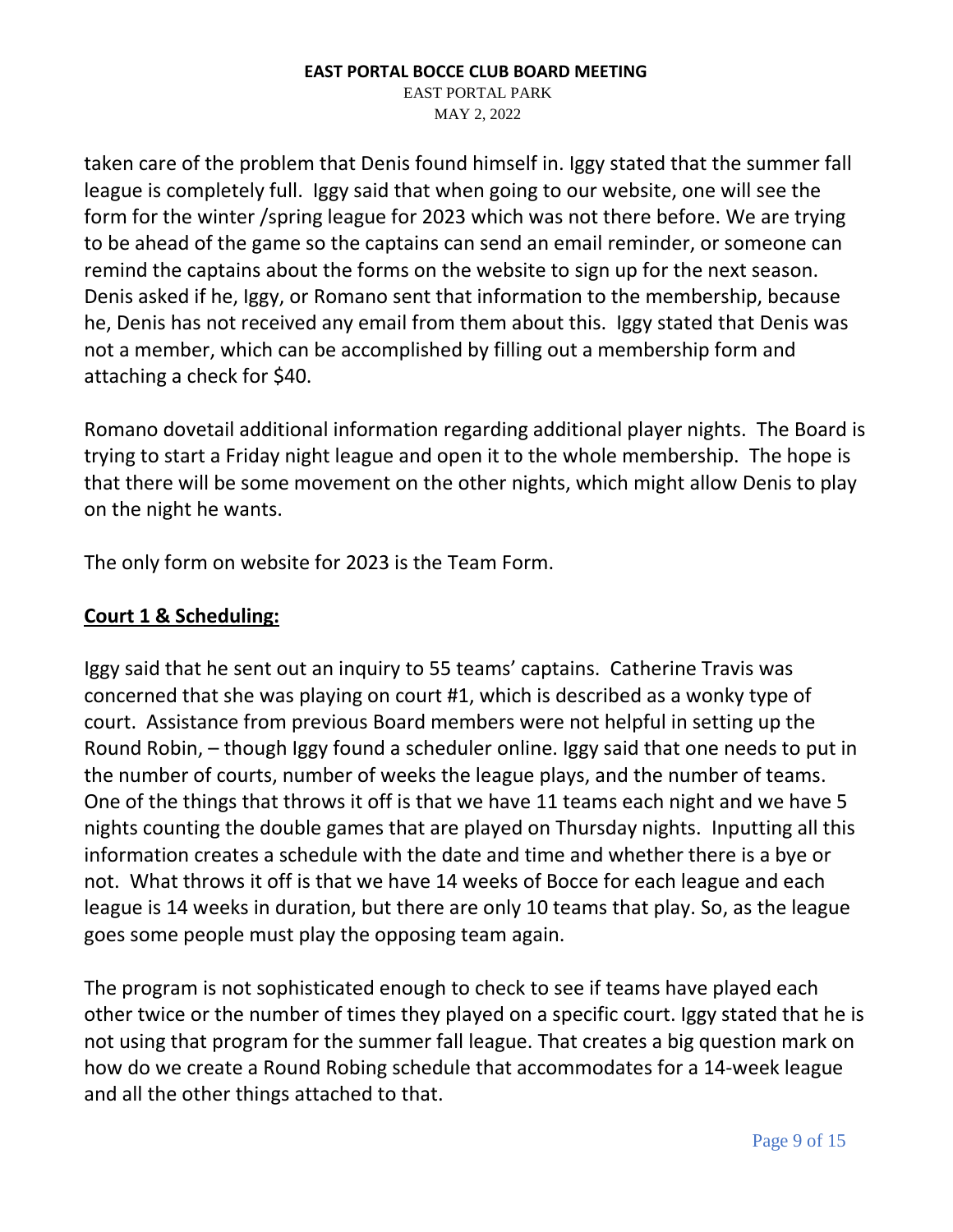taken care of the problem that Denis found himself in. Iggy stated that the summer fall league is completely full. Iggy said that when going to our website, one will see the form for the winter /spring league for 2023 which was not there before. We are trying to be ahead of the game so the captains can send an email reminder, or someone can remind the captains about the forms on the website to sign up for the next season. Denis asked if he, Iggy, or Romano sent that information to the membership, because he, Denis has not received any email from them about this. Iggy stated that Denis was not a member, which can be accomplished by filling out a membership form and attaching a check for $40.

Romano dovetail additional information regarding additional player nights. The Board is trying to start a Friday night league and open it to the whole membership. The hope is that there will be some movement on the other nights, which might allow Denis to play on the night he wants.

The only form on website for 2023 is the Team Form.

## **Court 1 & Scheduling:**

Iggy said that he sent out an inquiry to 55 teams' captains. Catherine Travis was concerned that she was playing on court #1, which is described as a wonky type of court. Assistance from previous Board members were not helpful in setting up the Round Robin, – though Iggy found a scheduler online. Iggy said that one needs to put in the number of courts, number of weeks the league plays, and the number of teams. One of the things that throws it off is that we have 11 teams each night and we have 5 nights counting the double games that are played on Thursday nights. Inputting all this information creates a schedule with the date and time and whether there is a bye or not. What throws it off is that we have 14 weeks of Bocce for each league and each league is 14 weeks in duration, but there are only 10 teams that play. So, as the league goes some people must play the opposing team again.

The program is not sophisticated enough to check to see if teams have played each other twice or the number of times they played on a specific court. Iggy stated that he is not using that program for the summer fall league. That creates a big question mark on how do we create a Round Robing schedule that accommodates for a 14-week league and all the other things attached to that.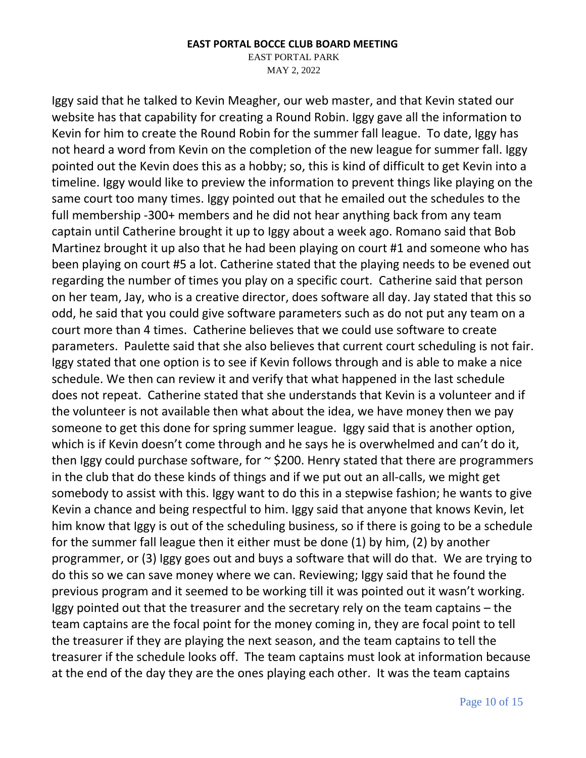Iggy said that he talked to Kevin Meagher, our web master, and that Kevin stated our website has that capability for creating a Round Robin. Iggy gave all the information to Kevin for him to create the Round Robin for the summer fall league. To date, Iggy has not heard a word from Kevin on the completion of the new league for summer fall. Iggy pointed out the Kevin does this as a hobby; so, this is kind of difficult to get Kevin into a timeline. Iggy would like to preview the information to prevent things like playing on the same court too many times. Iggy pointed out that he emailed out the schedules to the full membership -300+ members and he did not hear anything back from any team captain until Catherine brought it up to Iggy about a week ago. Romano said that Bob Martinez brought it up also that he had been playing on court #1 and someone who has been playing on court #5 a lot. Catherine stated that the playing needs to be evened out regarding the number of times you play on a specific court. Catherine said that person on her team, Jay, who is a creative director, does software all day. Jay stated that this so odd, he said that you could give software parameters such as do not put any team on a court more than 4 times. Catherine believes that we could use software to create parameters. Paulette said that she also believes that current court scheduling is not fair. Iggy stated that one option is to see if Kevin follows through and is able to make a nice schedule. We then can review it and verify that what happened in the last schedule does not repeat. Catherine stated that she understands that Kevin is a volunteer and if the volunteer is not available then what about the idea, we have money then we pay someone to get this done for spring summer league. Iggy said that is another option, which is if Kevin doesn't come through and he says he is overwhelmed and can't do it, then Iggy could purchase software, for ~ $200. Henry stated that there are programmers in the club that do these kinds of things and if we put out an all-calls, we might get somebody to assist with this. Iggy want to do this in a stepwise fashion; he wants to give Kevin a chance and being respectful to him. Iggy said that anyone that knows Kevin, let him know that Iggy is out of the scheduling business, so if there is going to be a schedule for the summer fall league then it either must be done (1) by him, (2) by another programmer, or (3) Iggy goes out and buys a software that will do that. We are trying to do this so we can save money where we can. Reviewing; Iggy said that he found the previous program and it seemed to be working till it was pointed out it wasn't working. Iggy pointed out that the treasurer and the secretary rely on the team captains – the team captains are the focal point for the money coming in, they are focal point to tell the treasurer if they are playing the next season, and the team captains to tell the treasurer if the schedule looks off. The team captains must look at information because at the end of the day they are the ones playing each other. It was the team captains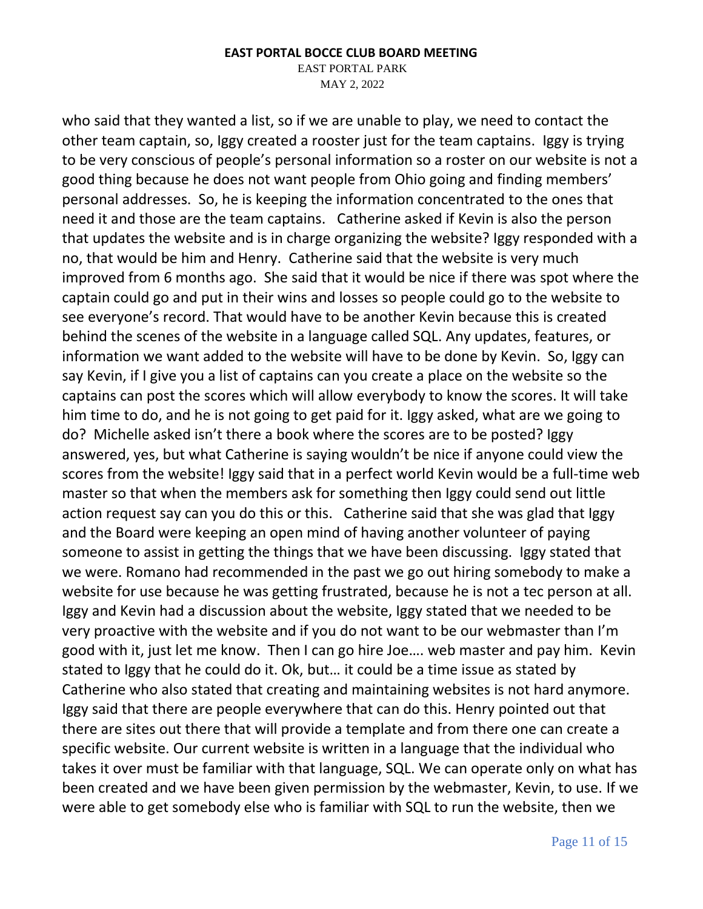who said that they wanted a list, so if we are unable to play, we need to contact the other team captain, so, Iggy created a rooster just for the team captains. Iggy is trying to be very conscious of people's personal information so a roster on our website is not a good thing because he does not want people from Ohio going and finding members' personal addresses. So, he is keeping the information concentrated to the ones that need it and those are the team captains. Catherine asked if Kevin is also the person that updates the website and is in charge organizing the website? Iggy responded with a no, that would be him and Henry. Catherine said that the website is very much improved from 6 months ago. She said that it would be nice if there was spot where the captain could go and put in their wins and losses so people could go to the website to see everyone's record. That would have to be another Kevin because this is created behind the scenes of the website in a language called SQL. Any updates, features, or information we want added to the website will have to be done by Kevin. So, Iggy can say Kevin, if I give you a list of captains can you create a place on the website so the captains can post the scores which will allow everybody to know the scores. It will take him time to do, and he is not going to get paid for it. Iggy asked, what are we going to do? Michelle asked isn't there a book where the scores are to be posted? Iggy answered, yes, but what Catherine is saying wouldn't be nice if anyone could view the scores from the website! Iggy said that in a perfect world Kevin would be a full-time web master so that when the members ask for something then Iggy could send out little action request say can you do this or this. Catherine said that she was glad that Iggy and the Board were keeping an open mind of having another volunteer of paying someone to assist in getting the things that we have been discussing. Iggy stated that we were. Romano had recommended in the past we go out hiring somebody to make a website for use because he was getting frustrated, because he is not a tec person at all. Iggy and Kevin had a discussion about the website, Iggy stated that we needed to be very proactive with the website and if you do not want to be our webmaster than I'm good with it, just let me know. Then I can go hire Joe…. web master and pay him. Kevin stated to Iggy that he could do it. Ok, but… it could be a time issue as stated by Catherine who also stated that creating and maintaining websites is not hard anymore. Iggy said that there are people everywhere that can do this. Henry pointed out that there are sites out there that will provide a template and from there one can create a specific website. Our current website is written in a language that the individual who takes it over must be familiar with that language, SQL. We can operate only on what has been created and we have been given permission by the webmaster, Kevin, to use. If we were able to get somebody else who is familiar with SQL to run the website, then we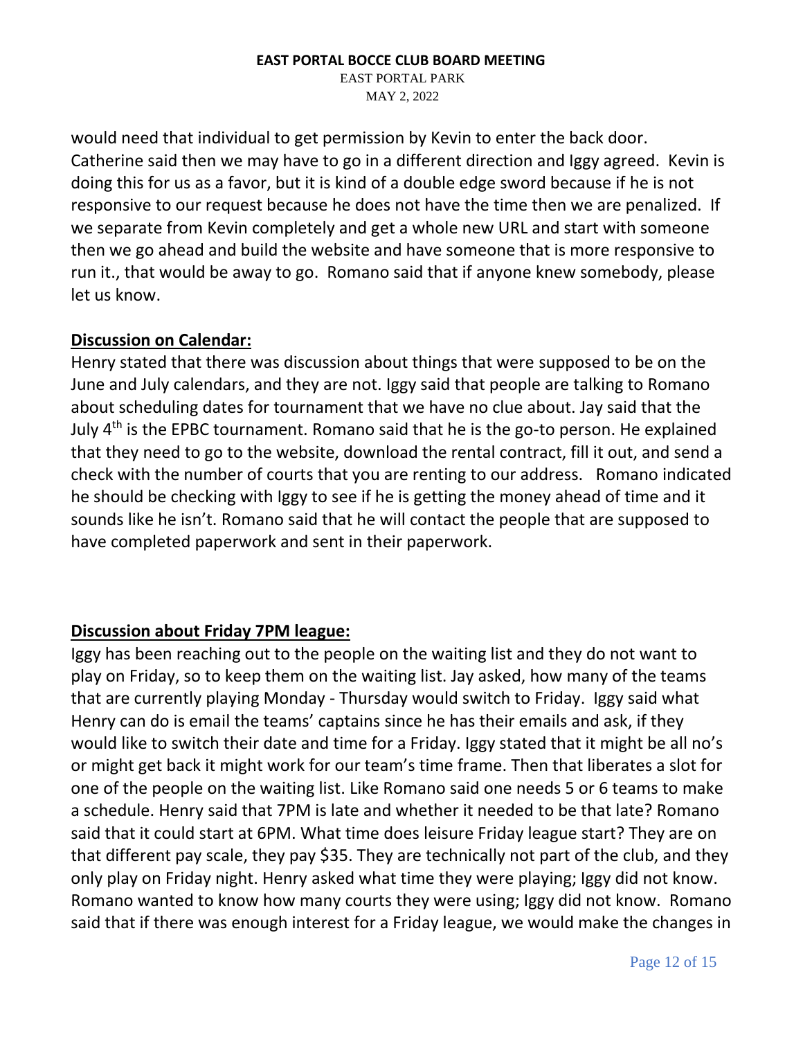would need that individual to get permission by Kevin to enter the back door. Catherine said then we may have to go in a different direction and Iggy agreed. Kevin is doing this for us as a favor, but it is kind of a double edge sword because if he is not responsive to our request because he does not have the time then we are penalized. If we separate from Kevin completely and get a whole new URL and start with someone then we go ahead and build the website and have someone that is more responsive to run it., that would be away to go. Romano said that if anyone knew somebody, please let us know.

**Discussion on Calendar:**

Henry stated that there was discussion about things that were supposed to be on the June and July calendars, and they are not. Iggy said that people are talking to Romano about scheduling dates for tournament that we have no clue about. Jay said that the July 4th is the EPBC tournament. Romano said that he is the go-to person. He explained that they need to go to the website, download the rental contract, fill it out, and send a check with the number of courts that you are renting to our address. Romano indicated he should be checking with Iggy to see if he is getting the money ahead of time and it sounds like he isn't. Romano said that he will contact the people that are supposed to have completed paperwork and sent in their paperwork.

**Discussion about Friday 7PM league:**

Iggy has been reaching out to the people on the waiting list and they do not want to play on Friday, so to keep them on the waiting list. Jay asked, how many of the teams that are currently playing Monday - Thursday would switch to Friday. Iggy said what Henry can do is email the teams' captains since he has their emails and ask, if they would like to switch their date and time for a Friday. Iggy stated that it might be all no's or might get back it might work for our team's time frame. Then that liberates a slot for one of the people on the waiting list. Like Romano said one needs 5 or 6 teams to make a schedule. Henry said that 7PM is late and whether it needed to be that late? Romano said that it could start at 6PM. What time does leisure Friday league start? They are on that different pay scale, they pay $35. They are technically not part of the club, and they only play on Friday night. Henry asked what time they were playing; Iggy did not know. Romano wanted to know how many courts they were using; Iggy did not know. Romano said that if there was enough interest for a Friday league, we would make the changes in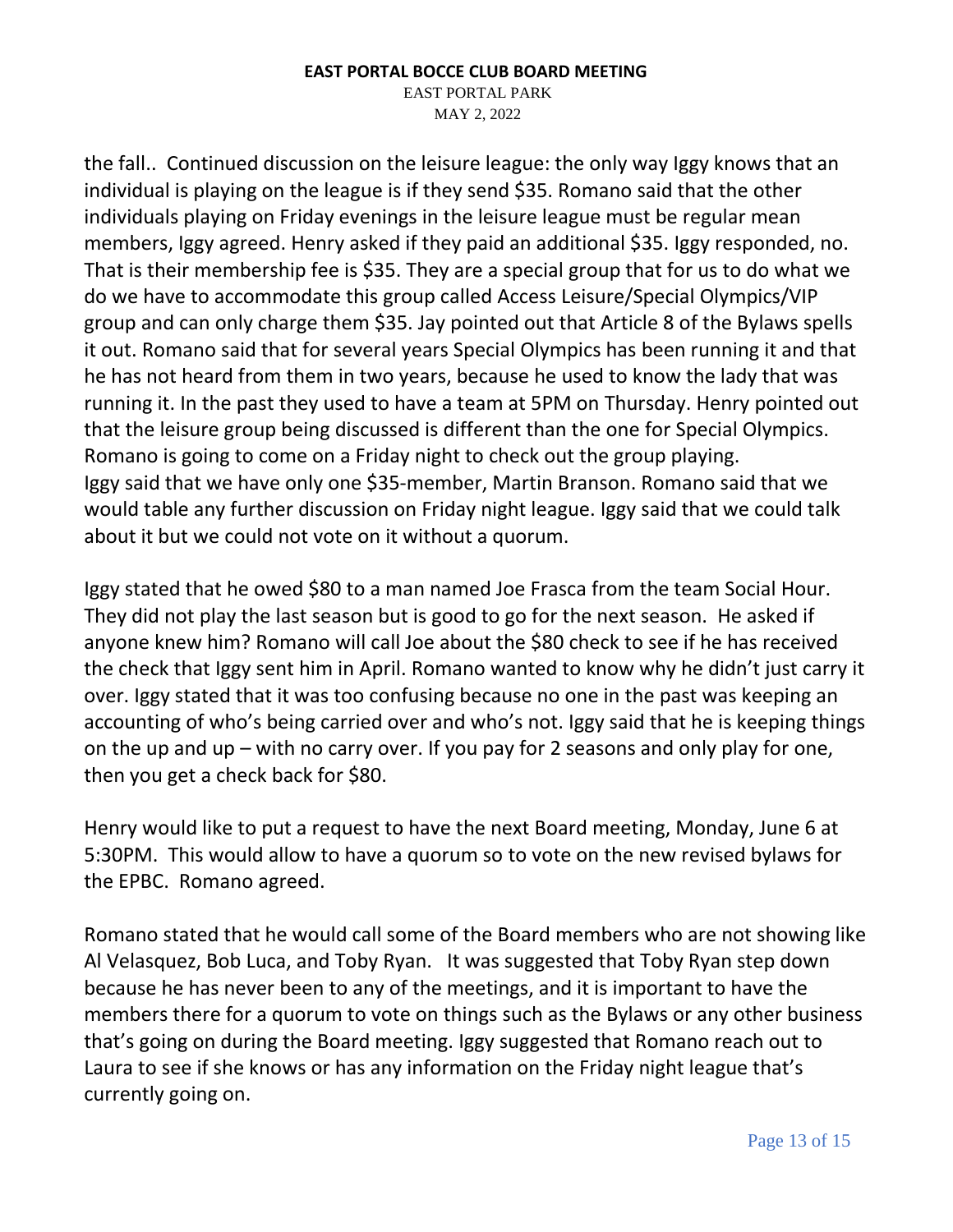the fall.. Continued discussion on the leisure league: the only way Iggy knows that an individual is playing on the league is if they send $35. Romano said that the other individuals playing on Friday evenings in the leisure league must be regular mean members, Iggy agreed. Henry asked if they paid an additional $35. Iggy responded, no. That is their membership fee is $35. They are a special group that for us to do what we do we have to accommodate this group called Access Leisure/Special Olympics/VIP group and can only charge them $35. Jay pointed out that Article 8 of the Bylaws spells it out. Romano said that for several years Special Olympics has been running it and that he has not heard from them in two years, because he used to know the lady that was running it. In the past they used to have a team at 5PM on Thursday. Henry pointed out that the leisure group being discussed is different than the one for Special Olympics. Romano is going to come on a Friday night to check out the group playing.
Iggy said that we have only one $35-member, Martin Branson. Romano said that we would table any further discussion on Friday night league. Iggy said that we could talk about it but we could not vote on it without a quorum.

Iggy stated that he owed $80 to a man named Joe Frasca from the team Social Hour. They did not play the last season but is good to go for the next season. He asked if anyone knew him? Romano will call Joe about the $80 check to see if he has received the check that Iggy sent him in April. Romano wanted to know why he didn't just carry it over. Iggy stated that it was too confusing because no one in the past was keeping an accounting of who's being carried over and who's not. Iggy said that he is keeping things on the up and up – with no carry over. If you pay for 2 seasons and only play for one, then you get a check back for $80.

Henry would like to put a request to have the next Board meeting, Monday, June 6 at 5:30PM. This would allow to have a quorum so to vote on the new revised bylaws for the EPBC. Romano agreed.

Romano stated that he would call some of the Board members who are not showing like Al Velasquez, Bob Luca, and Toby Ryan. It was suggested that Toby Ryan step down because he has never been to any of the meetings, and it is important to have the members there for a quorum to vote on things such as the Bylaws or any other business that's going on during the Board meeting. Iggy suggested that Romano reach out to Laura to see if she knows or has any information on the Friday night league that's currently going on.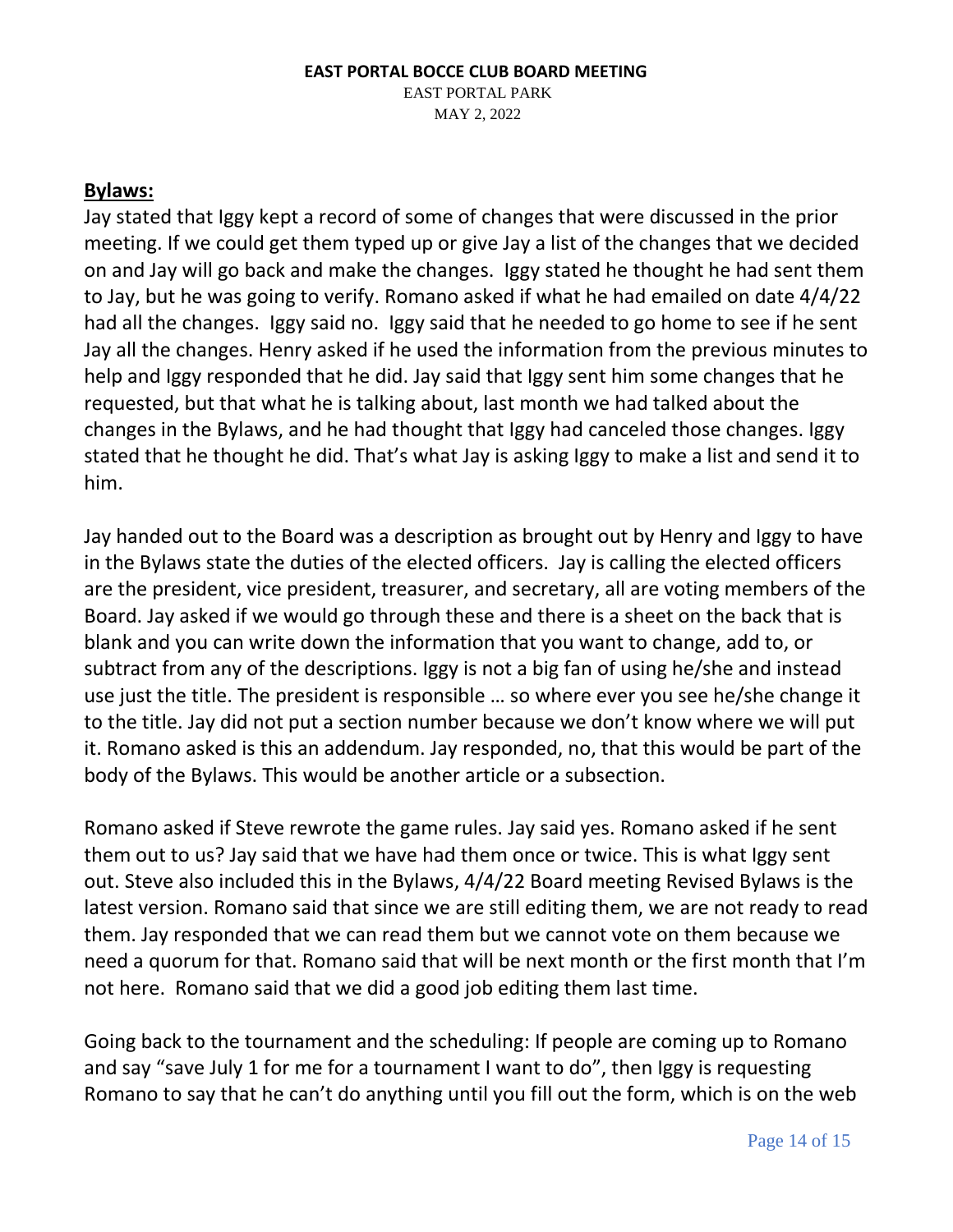**EAST PORTAL BOCCE CLUB BOARD MEETING**

EAST PORTAL PARK

MAY 2, 2022

## **Bylaws:**

Jay stated that Iggy kept a record of some of changes that were discussed in the prior meeting. If we could get them typed up or give Jay a list of the changes that we decided on and Jay will go back and make the changes. Iggy stated he thought he had sent them to Jay, but he was going to verify. Romano asked if what he had emailed on date 4/4/22 had all the changes. Iggy said no. Iggy said that he needed to go home to see if he sent Jay all the changes. Henry asked if he used the information from the previous minutes to help and Iggy responded that he did. Jay said that Iggy sent him some changes that he requested, but that what he is talking about, last month we had talked about the changes in the Bylaws, and he had thought that Iggy had canceled those changes. Iggy stated that he thought he did. That's what Jay is asking Iggy to make a list and send it to him.

Jay handed out to the Board was a description as brought out by Henry and Iggy to have in the Bylaws state the duties of the elected officers. Jay is calling the elected officers are the president, vice president, treasurer, and secretary, all are voting members of the Board. Jay asked if we would go through these and there is a sheet on the back that is blank and you can write down the information that you want to change, add to, or subtract from any of the descriptions. Iggy is not a big fan of using he/she and instead use just the title. The president is responsible … so where ever you see he/she change it to the title. Jay did not put a section number because we don't know where we will put it. Romano asked is this an addendum. Jay responded, no, that this would be part of the body of the Bylaws. This would be another article or a subsection.

Romano asked if Steve rewrote the game rules. Jay said yes. Romano asked if he sent them out to us? Jay said that we have had them once or twice. This is what Iggy sent out. Steve also included this in the Bylaws, 4/4/22 Board meeting Revised Bylaws is the latest version. Romano said that since we are still editing them, we are not ready to read them. Jay responded that we can read them but we cannot vote on them because we need a quorum for that. Romano said that will be next month or the first month that I'm not here. Romano said that we did a good job editing them last time.

Going back to the tournament and the scheduling: If people are coming up to Romano and say "save July 1 for me for a tournament I want to do", then Iggy is requesting Romano to say that he can't do anything until you fill out the form, which is on the web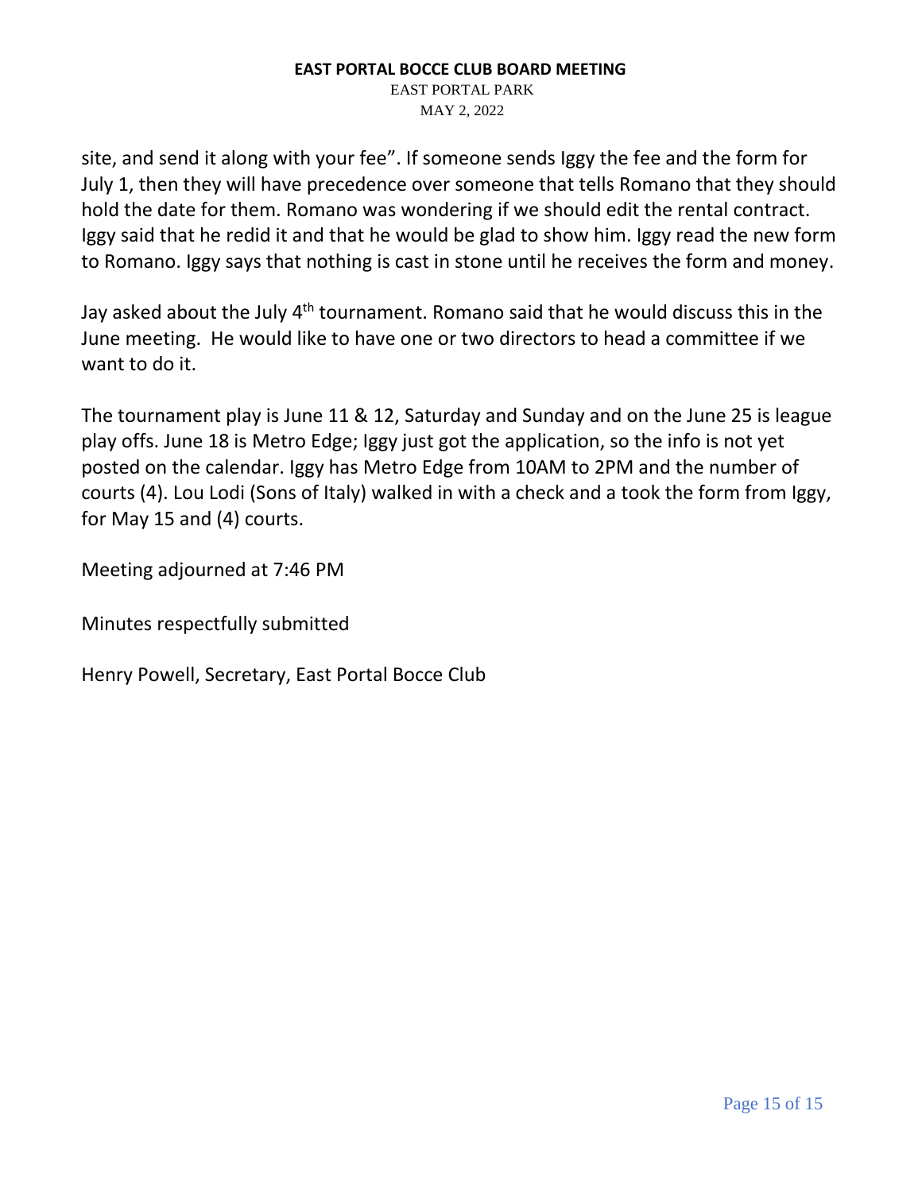site, and send it along with your fee". If someone sends Iggy the fee and the form for July 1, then they will have precedence over someone that tells Romano that they should hold the date for them. Romano was wondering if we should edit the rental contract. Iggy said that he redid it and that he would be glad to show him. Iggy read the new form to Romano. Iggy says that nothing is cast in stone until he receives the form and money.

Jay asked about the July 4th tournament. Romano said that he would discuss this in the June meeting. He would like to have one or two directors to head a committee if we want to do it.

The tournament play is June 11 & 12, Saturday and Sunday and on the June 25 is league play offs. June 18 is Metro Edge; Iggy just got the application, so the info is not yet posted on the calendar. Iggy has Metro Edge from 10AM to 2PM and the number of courts (4). Lou Lodi (Sons of Italy) walked in with a check and a took the form from Iggy, for May 15 and (4) courts.

Meeting adjourned at 7:46 PM

Minutes respectfully submitted

Henry Powell, Secretary, East Portal Bocce Club